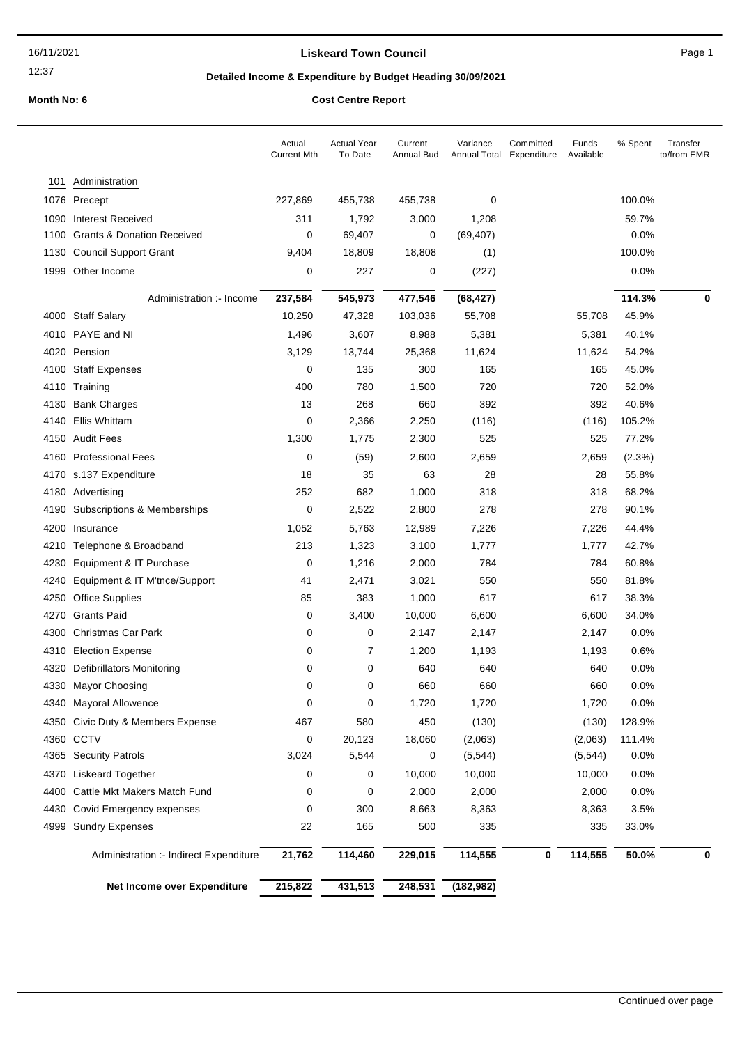# Liskeard Town Council

## Detailed Income & Expenditure by Budget Heading 30/09/2021

**Month No: 6** **Cost Centre Report**

| | | Actual Current Mth | Actual Year To Date | Current Annual Bud | Variance Annual Total | Committed Expenditure | Funds Available | % Spent | Transfer to/from EMR |
|---|---|---|---|---|---|---|---|---|---|
| 101 | Administration | | | | | | | | |
| 1076 | Precept | 227,869 | 455,738 | 455,738 | 0 | | | 100.0% | |
| 1090 | Interest Received | 311 | 1,792 | 3,000 | 1,208 | | | 59.7% | |
| 1100 | Grants & Donation Received | 0 | 69,407 | 0 | (69,407) | | | 0.0% | |
| 1130 | Council Support Grant | 9,404 | 18,809 | 18,808 | (1) | | | 100.0% | |
| 1999 | Other Income | 0 | 227 | 0 | (227) | | | 0.0% | |
| | Administration :- Income | **237,584** | **545,973** | **477,546** | **(68,427)** | | | **114.3%** | **0** |
| 4000 | Staff Salary | 10,250 | 47,328 | 103,036 | 55,708 | | 55,708 | 45.9% | |
| 4010 | PAYE and NI | 1,496 | 3,607 | 8,988 | 5,381 | | 5,381 | 40.1% | |
| 4020 | Pension | 3,129 | 13,744 | 25,368 | 11,624 | | 11,624 | 54.2% | |
| 4100 | Staff Expenses | 0 | 135 | 300 | 165 | | 165 | 45.0% | |
| 4110 | Training | 400 | 780 | 1,500 | 720 | | 720 | 52.0% | |
| 4130 | Bank Charges | 13 | 268 | 660 | 392 | | 392 | 40.6% | |
| 4140 | Ellis Whittam | 0 | 2,366 | 2,250 | (116) | | (116) | 105.2% | |
| 4150 | Audit Fees | 1,300 | 1,775 | 2,300 | 525 | | 525 | 77.2% | |
| 4160 | Professional Fees | 0 | (59) | 2,600 | 2,659 | | 2,659 | (2.3%) | |
| 4170 | s.137 Expenditure | 18 | 35 | 63 | 28 | | 28 | 55.8% | |
| 4180 | Advertising | 252 | 682 | 1,000 | 318 | | 318 | 68.2% | |
| 4190 | Subscriptions & Memberships | 0 | 2,522 | 2,800 | 278 | | 278 | 90.1% | |
| 4200 | Insurance | 1,052 | 5,763 | 12,989 | 7,226 | | 7,226 | 44.4% | |
| 4210 | Telephone & Broadband | 213 | 1,323 | 3,100 | 1,777 | | 1,777 | 42.7% | |
| 4230 | Equipment & IT Purchase | 0 | 1,216 | 2,000 | 784 | | 784 | 60.8% | |
| 4240 | Equipment & IT M'tnce/Support | 41 | 2,471 | 3,021 | 550 | | 550 | 81.8% | |
| 4250 | Office Supplies | 85 | 383 | 1,000 | 617 | | 617 | 38.3% | |
| 4270 | Grants Paid | 0 | 3,400 | 10,000 | 6,600 | | 6,600 | 34.0% | |
| 4300 | Christmas Car Park | 0 | 0 | 2,147 | 2,147 | | 2,147 | 0.0% | |
| 4310 | Election Expense | 0 | 7 | 1,200 | 1,193 | | 1,193 | 0.6% | |
| 4320 | Defibrillators Monitoring | 0 | 0 | 640 | 640 | | 640 | 0.0% | |
| 4330 | Mayor Choosing | 0 | 0 | 660 | 660 | | 660 | 0.0% | |
| 4340 | Mayoral Allowence | 0 | 0 | 1,720 | 1,720 | | 1,720 | 0.0% | |
| 4350 | Civic Duty & Members Expense | 467 | 580 | 450 | (130) | | (130) | 128.9% | |
| 4360 | CCTV | 0 | 20,123 | 18,060 | (2,063) | | (2,063) | 111.4% | |
| 4365 | Security Patrols | 3,024 | 5,544 | 0 | (5,544) | | (5,544) | 0.0% | |
| 4370 | Liskeard Together | 0 | 0 | 10,000 | 10,000 | | 10,000 | 0.0% | |
| 4400 | Cattle Mkt Makers Match Fund | 0 | 0 | 2,000 | 2,000 | | 2,000 | 0.0% | |
| 4430 | Covid Emergency expenses | 0 | 300 | 8,663 | 8,363 | | 8,363 | 3.5% | |
| 4999 | Sundry Expenses | 22 | 165 | 500 | 335 | | 335 | 33.0% | |
| | Administration :- Indirect Expenditure | **21,762** | **114,460** | **229,015** | **114,555** | **0** | **114,555** | **50.0%** | **0** |
| | **Net Income over Expenditure** | **215,822** | **431,513** | **248,531** | **(182,982)** | | | | |

Continued over page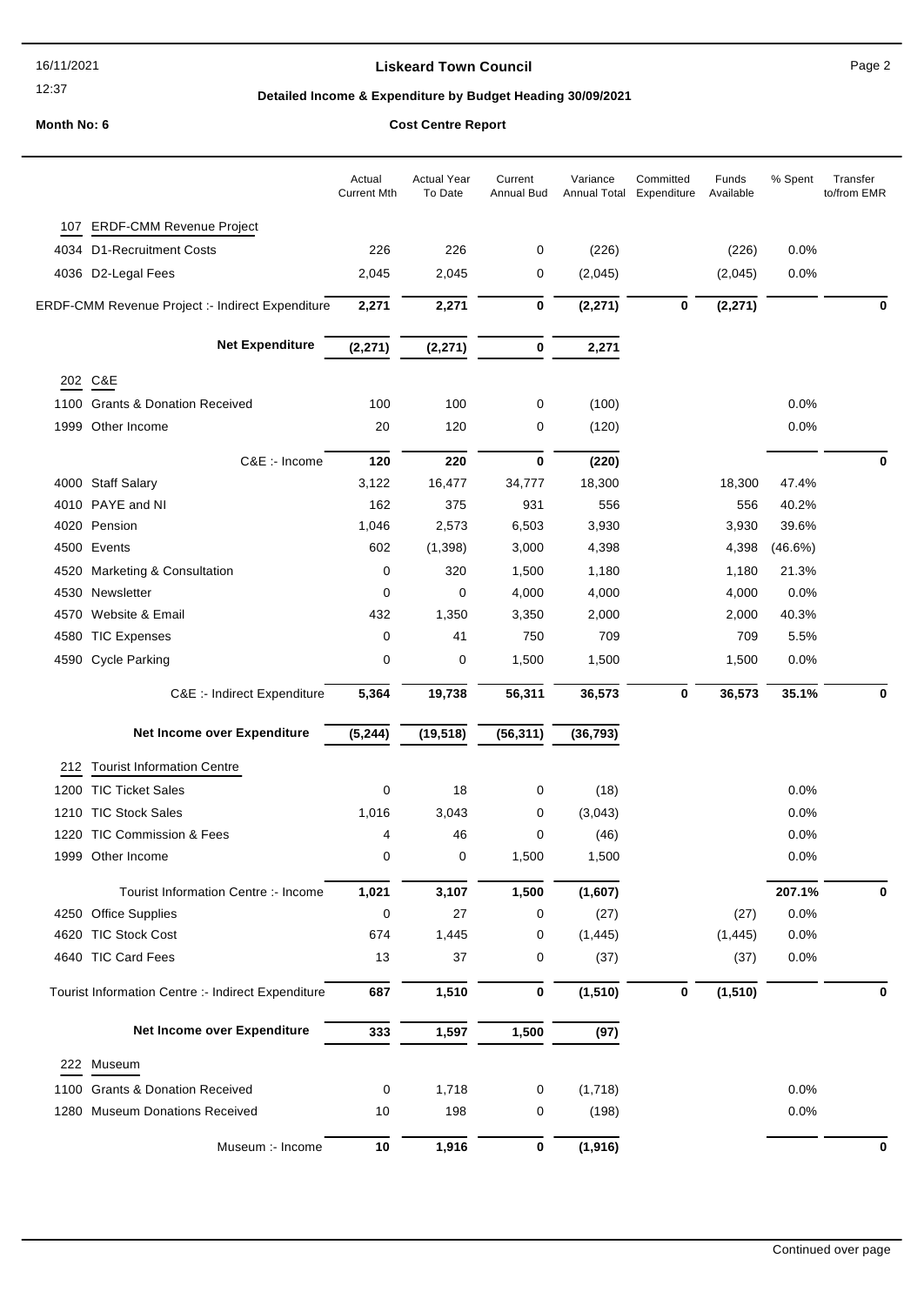# Liskeard Town Council

## Detailed Income & Expenditure by Budget Heading 30/09/2021

**Month No: 6** — **Cost Centre Report**

| | Actual Current Mth | Actual Year To Date | Current Annual Bud | Variance Annual Total | Committed Expenditure | Funds Available | % Spent | Transfer to/from EMR |
|---|---|---|---|---|---|---|---|---|
| **107 ERDF-CMM Revenue Project** | | | | | | | | |
| 4034 D1-Recruitment Costs | 226 | 226 | 0 | (226) | | (226) | 0.0% | |
| 4036 D2-Legal Fees | 2,045 | 2,045 | 0 | (2,045) | | (2,045) | 0.0% | |
| ERDF-CMM Revenue Project :- Indirect Expenditure | **2,271** | **2,271** | **0** | **(2,271)** | **0** | **(2,271)** | | **0** |
| **Net Expenditure** | **(2,271)** | **(2,271)** | **0** | **2,271** | | | | |
| **202 C&E** | | | | | | | | |
| 1100 Grants & Donation Received | 100 | 100 | 0 | (100) | | | 0.0% | |
| 1999 Other Income | 20 | 120 | 0 | (120) | | | 0.0% | |
| C&E :- Income | **120** | **220** | **0** | **(220)** | | | | **0** |
| 4000 Staff Salary | 3,122 | 16,477 | 34,777 | 18,300 | | 18,300 | 47.4% | |
| 4010 PAYE and NI | 162 | 375 | 931 | 556 | | 556 | 40.2% | |
| 4020 Pension | 1,046 | 2,573 | 6,503 | 3,930 | | 3,930 | 39.6% | |
| 4500 Events | 602 | (1,398) | 3,000 | 4,398 | | 4,398 | (46.6%) | |
| 4520 Marketing & Consultation | 0 | 320 | 1,500 | 1,180 | | 1,180 | 21.3% | |
| 4530 Newsletter | 0 | 0 | 4,000 | 4,000 | | 4,000 | 0.0% | |
| 4570 Website & Email | 432 | 1,350 | 3,350 | 2,000 | | 2,000 | 40.3% | |
| 4580 TIC Expenses | 0 | 41 | 750 | 709 | | 709 | 5.5% | |
| 4590 Cycle Parking | 0 | 0 | 1,500 | 1,500 | | 1,500 | 0.0% | |
| C&E :- Indirect Expenditure | **5,364** | **19,738** | **56,311** | **36,573** | **0** | **36,573** | **35.1%** | **0** |
| **Net Income over Expenditure** | **(5,244)** | **(19,518)** | **(56,311)** | **(36,793)** | | | | |
| **212 Tourist Information Centre** | | | | | | | | |
| 1200 TIC Ticket Sales | 0 | 18 | 0 | (18) | | | 0.0% | |
| 1210 TIC Stock Sales | 1,016 | 3,043 | 0 | (3,043) | | | 0.0% | |
| 1220 TIC Commission & Fees | 4 | 46 | 0 | (46) | | | 0.0% | |
| 1999 Other Income | 0 | 0 | 1,500 | 1,500 | | | 0.0% | |
| Tourist Information Centre :- Income | **1,021** | **3,107** | **1,500** | **(1,607)** | | | **207.1%** | **0** |
| 4250 Office Supplies | 0 | 27 | 0 | (27) | | (27) | 0.0% | |
| 4620 TIC Stock Cost | 674 | 1,445 | 0 | (1,445) | | (1,445) | 0.0% | |
| 4640 TIC Card Fees | 13 | 37 | 0 | (37) | | (37) | 0.0% | |
| Tourist Information Centre :- Indirect Expenditure | **687** | **1,510** | **0** | **(1,510)** | **0** | **(1,510)** | | **0** |
| **Net Income over Expenditure** | **333** | **1,597** | **1,500** | **(97)** | | | | |
| **222 Museum** | | | | | | | | |
| 1100 Grants & Donation Received | 0 | 1,718 | 0 | (1,718) | | | 0.0% | |
| 1280 Museum Donations Received | 10 | 198 | 0 | (198) | | | 0.0% | |
| Museum :- Income | **10** | **1,916** | **0** | **(1,916)** | | | | **0** |

Continued over page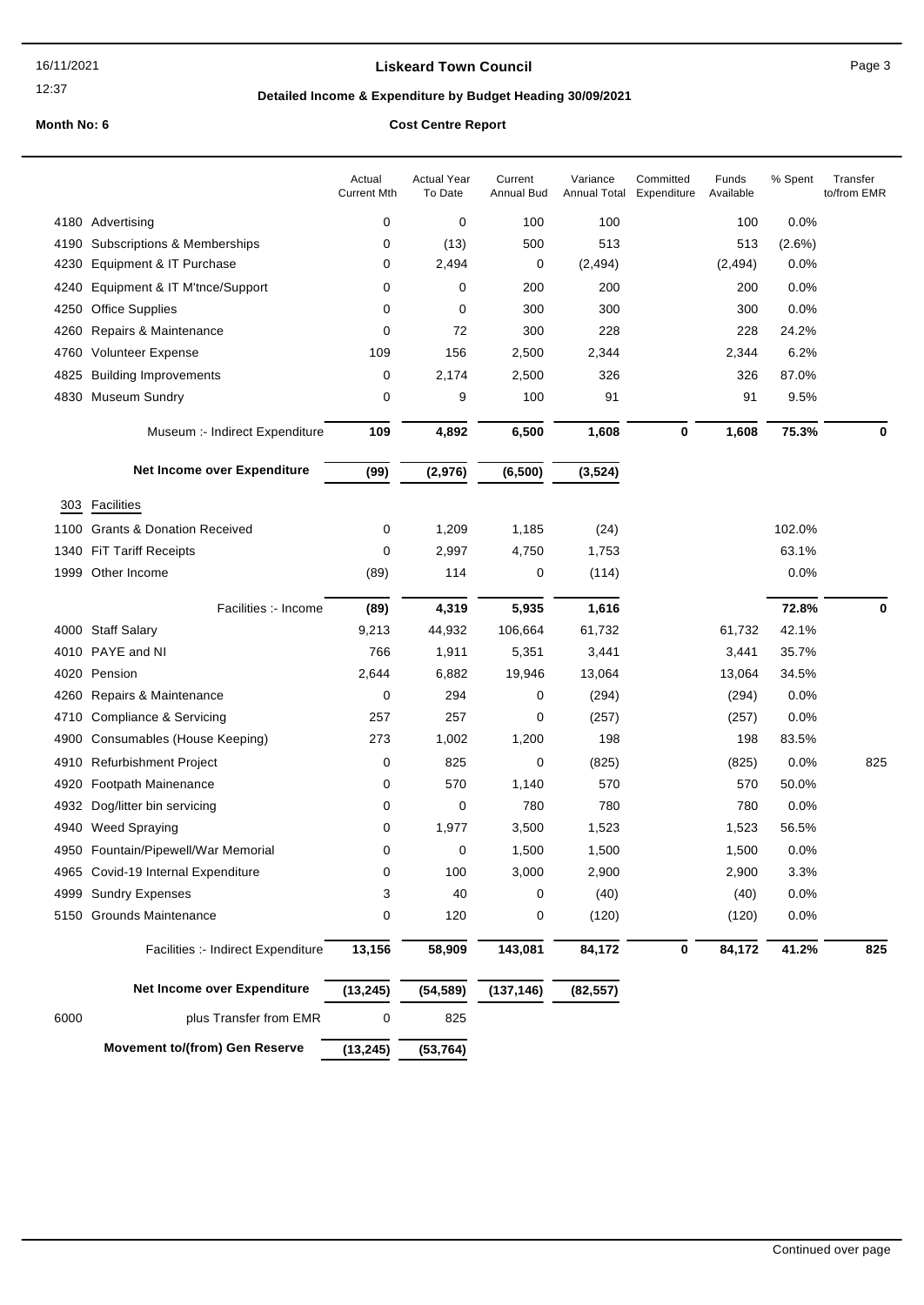# Liskeard Town Council

## Detailed Income & Expenditure by Budget Heading 30/09/2021

**Month No: 6** **Cost Centre Report**

| | | Actual Current Mth | Actual Year To Date | Current Annual Bud | Variance Annual Total | Committed Expenditure | Funds Available | % Spent | Transfer to/from EMR |
|---|---|---|---|---|---|---|---|---|---|
| 4180 | Advertising | 0 | 0 | 100 | 100 | | 100 | 0.0% | |
| 4190 | Subscriptions & Memberships | 0 | (13) | 500 | 513 | | 513 | (2.6%) | |
| 4230 | Equipment & IT Purchase | 0 | 2,494 | 0 | (2,494) | | (2,494) | 0.0% | |
| 4240 | Equipment & IT M'tnce/Support | 0 | 0 | 200 | 200 | | 200 | 0.0% | |
| 4250 | Office Supplies | 0 | 0 | 300 | 300 | | 300 | 0.0% | |
| 4260 | Repairs & Maintenance | 0 | 72 | 300 | 228 | | 228 | 24.2% | |
| 4760 | Volunteer Expense | 109 | 156 | 2,500 | 2,344 | | 2,344 | 6.2% | |
| 4825 | Building Improvements | 0 | 2,174 | 2,500 | 326 | | 326 | 87.0% | |
| 4830 | Museum Sundry | 0 | 9 | 100 | 91 | | 91 | 9.5% | |
| | **Museum :- Indirect Expenditure** | **109** | **4,892** | **6,500** | **1,608** | **0** | **1,608** | **75.3%** | **0** |
| | **Net Income over Expenditure** | **(99)** | **(2,976)** | **(6,500)** | **(3,524)** | | | | |
| 303 | Facilities | | | | | | | | |
| 1100 | Grants & Donation Received | 0 | 1,209 | 1,185 | (24) | | | 102.0% | |
| 1340 | FiT Tariff Receipts | 0 | 2,997 | 4,750 | 1,753 | | | 63.1% | |
| 1999 | Other Income | (89) | 114 | 0 | (114) | | | 0.0% | |
| | **Facilities :- Income** | **(89)** | **4,319** | **5,935** | **1,616** | | | **72.8%** | **0** |
| 4000 | Staff Salary | 9,213 | 44,932 | 106,664 | 61,732 | | 61,732 | 42.1% | |
| 4010 | PAYE and NI | 766 | 1,911 | 5,351 | 3,441 | | 3,441 | 35.7% | |
| 4020 | Pension | 2,644 | 6,882 | 19,946 | 13,064 | | 13,064 | 34.5% | |
| 4260 | Repairs & Maintenance | 0 | 294 | 0 | (294) | | (294) | 0.0% | |
| 4710 | Compliance & Servicing | 257 | 257 | 0 | (257) | | (257) | 0.0% | |
| 4900 | Consumables (House Keeping) | 273 | 1,002 | 1,200 | 198 | | 198 | 83.5% | |
| 4910 | Refurbishment Project | 0 | 825 | 0 | (825) | | (825) | 0.0% | 825 |
| 4920 | Footpath Mainenance | 0 | 570 | 1,140 | 570 | | 570 | 50.0% | |
| 4932 | Dog/litter bin servicing | 0 | 0 | 780 | 780 | | 780 | 0.0% | |
| 4940 | Weed Spraying | 0 | 1,977 | 3,500 | 1,523 | | 1,523 | 56.5% | |
| 4950 | Fountain/Pipewell/War Memorial | 0 | 0 | 1,500 | 1,500 | | 1,500 | 0.0% | |
| 4965 | Covid-19 Internal Expenditure | 0 | 100 | 3,000 | 2,900 | | 2,900 | 3.3% | |
| 4999 | Sundry Expenses | 3 | 40 | 0 | (40) | | (40) | 0.0% | |
| 5150 | Grounds Maintenance | 0 | 120 | 0 | (120) | | (120) | 0.0% | |
| | **Facilities :- Indirect Expenditure** | **13,156** | **58,909** | **143,081** | **84,172** | **0** | **84,172** | **41.2%** | **825** |
| | **Net Income over Expenditure** | **(13,245)** | **(54,589)** | **(137,146)** | **(82,557)** | | | | |
| 6000 | plus Transfer from EMR | 0 | 825 | | | | | | |
| | **Movement to/(from) Gen Reserve** | **(13,245)** | **(53,764)** | | | | | | |

Continued over page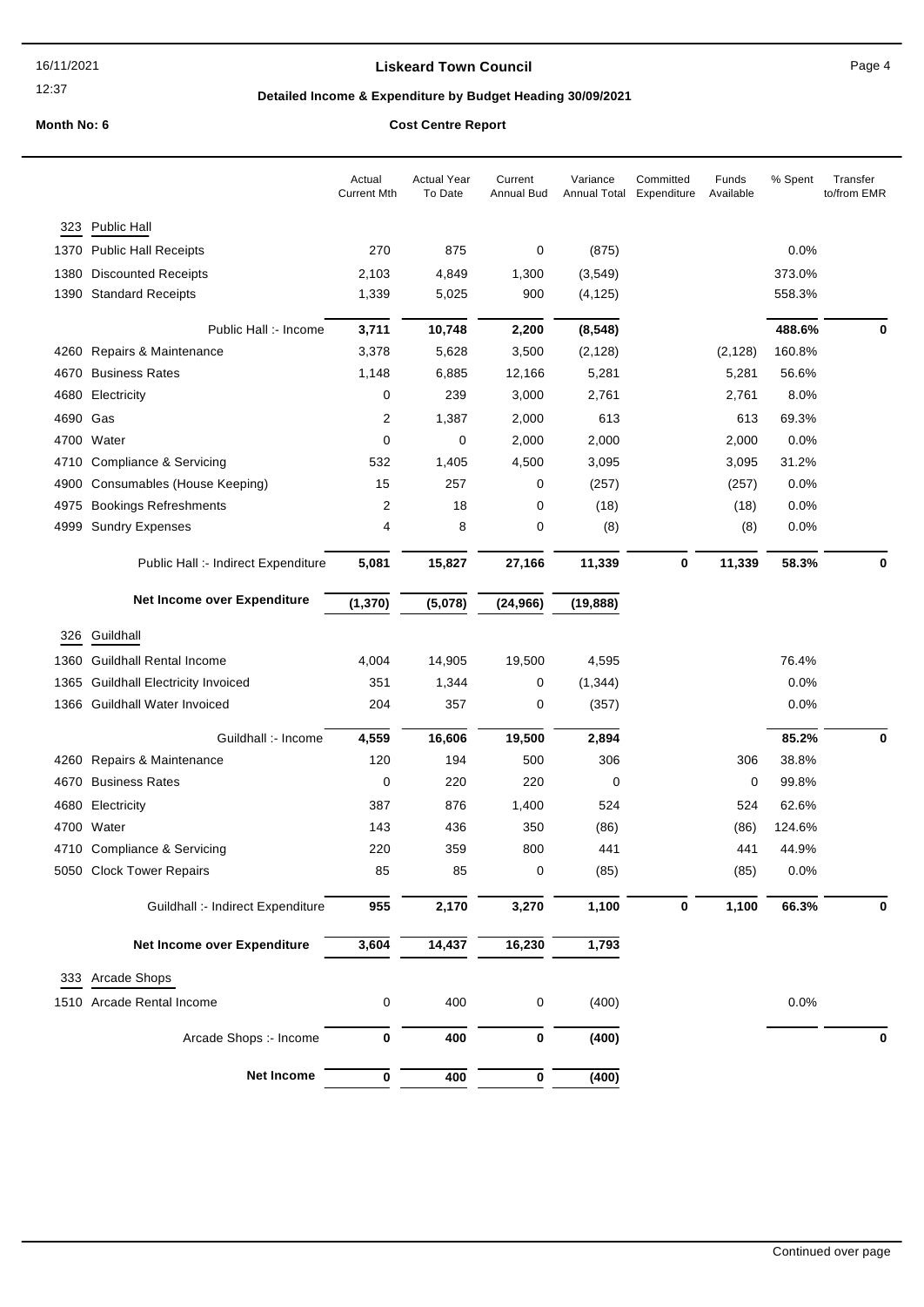**Liskeard Town Council**

**Detailed Income & Expenditure by Budget Heading 30/09/2021**

16/11/2021
12:37

**Month No: 6** **Cost Centre Report**

| | | Actual Current Mth | Actual Year To Date | Current Annual Bud | Variance Annual Total | Committed Expenditure | Funds Available | % Spent | Transfer to/from EMR |
|---|---|---|---|---|---|---|---|---|---|
| 323 | Public Hall | | | | | | | | |
| 1370 | Public Hall Receipts | 270 | 875 | 0 | (875) | | | 0.0% | |
| 1380 | Discounted Receipts | 2,103 | 4,849 | 1,300 | (3,549) | | | 373.0% | |
| 1390 | Standard Receipts | 1,339 | 5,025 | 900 | (4,125) | | | 558.3% | |
| | **Public Hall :- Income** | **3,711** | **10,748** | **2,200** | **(8,548)** | | | **488.6%** | **0** |
| 4260 | Repairs & Maintenance | 3,378 | 5,628 | 3,500 | (2,128) | | (2,128) | 160.8% | |
| 4670 | Business Rates | 1,148 | 6,885 | 12,166 | 5,281 | | 5,281 | 56.6% | |
| 4680 | Electricity | 0 | 239 | 3,000 | 2,761 | | 2,761 | 8.0% | |
| 4690 | Gas | 2 | 1,387 | 2,000 | 613 | | 613 | 69.3% | |
| 4700 | Water | 0 | 0 | 2,000 | 2,000 | | 2,000 | 0.0% | |
| 4710 | Compliance & Servicing | 532 | 1,405 | 4,500 | 3,095 | | 3,095 | 31.2% | |
| 4900 | Consumables (House Keeping) | 15 | 257 | 0 | (257) | | (257) | 0.0% | |
| 4975 | Bookings Refreshments | 2 | 18 | 0 | (18) | | (18) | 0.0% | |
| 4999 | Sundry Expenses | 4 | 8 | 0 | (8) | | (8) | 0.0% | |
| | **Public Hall :- Indirect Expenditure** | **5,081** | **15,827** | **27,166** | **11,339** | **0** | **11,339** | **58.3%** | **0** |
| | **Net Income over Expenditure** | **(1,370)** | **(5,078)** | **(24,966)** | **(19,888)** | | | | |
| 326 | Guildhall | | | | | | | | |
| 1360 | Guildhall Rental Income | 4,004 | 14,905 | 19,500 | 4,595 | | | 76.4% | |
| 1365 | Guildhall Electricity Invoiced | 351 | 1,344 | 0 | (1,344) | | | 0.0% | |
| 1366 | Guildhall Water Invoiced | 204 | 357 | 0 | (357) | | | 0.0% | |
| | **Guildhall :- Income** | **4,559** | **16,606** | **19,500** | **2,894** | | | **85.2%** | **0** |
| 4260 | Repairs & Maintenance | 120 | 194 | 500 | 306 | | 306 | 38.8% | |
| 4670 | Business Rates | 0 | 220 | 220 | 0 | | 0 | 99.8% | |
| 4680 | Electricity | 387 | 876 | 1,400 | 524 | | 524 | 62.6% | |
| 4700 | Water | 143 | 436 | 350 | (86) | | (86) | 124.6% | |
| 4710 | Compliance & Servicing | 220 | 359 | 800 | 441 | | 441 | 44.9% | |
| 5050 | Clock Tower Repairs | 85 | 85 | 0 | (85) | | (85) | 0.0% | |
| | **Guildhall :- Indirect Expenditure** | **955** | **2,170** | **3,270** | **1,100** | **0** | **1,100** | **66.3%** | **0** |
| | **Net Income over Expenditure** | **3,604** | **14,437** | **16,230** | **1,793** | | | | |
| 333 | Arcade Shops | | | | | | | | |
| 1510 | Arcade Rental Income | 0 | 400 | 0 | (400) | | | 0.0% | |
| | **Arcade Shops :- Income** | **0** | **400** | **0** | **(400)** | | | | **0** |
| | **Net Income** | **0** | **400** | **0** | **(400)** | | | | |

Continued over page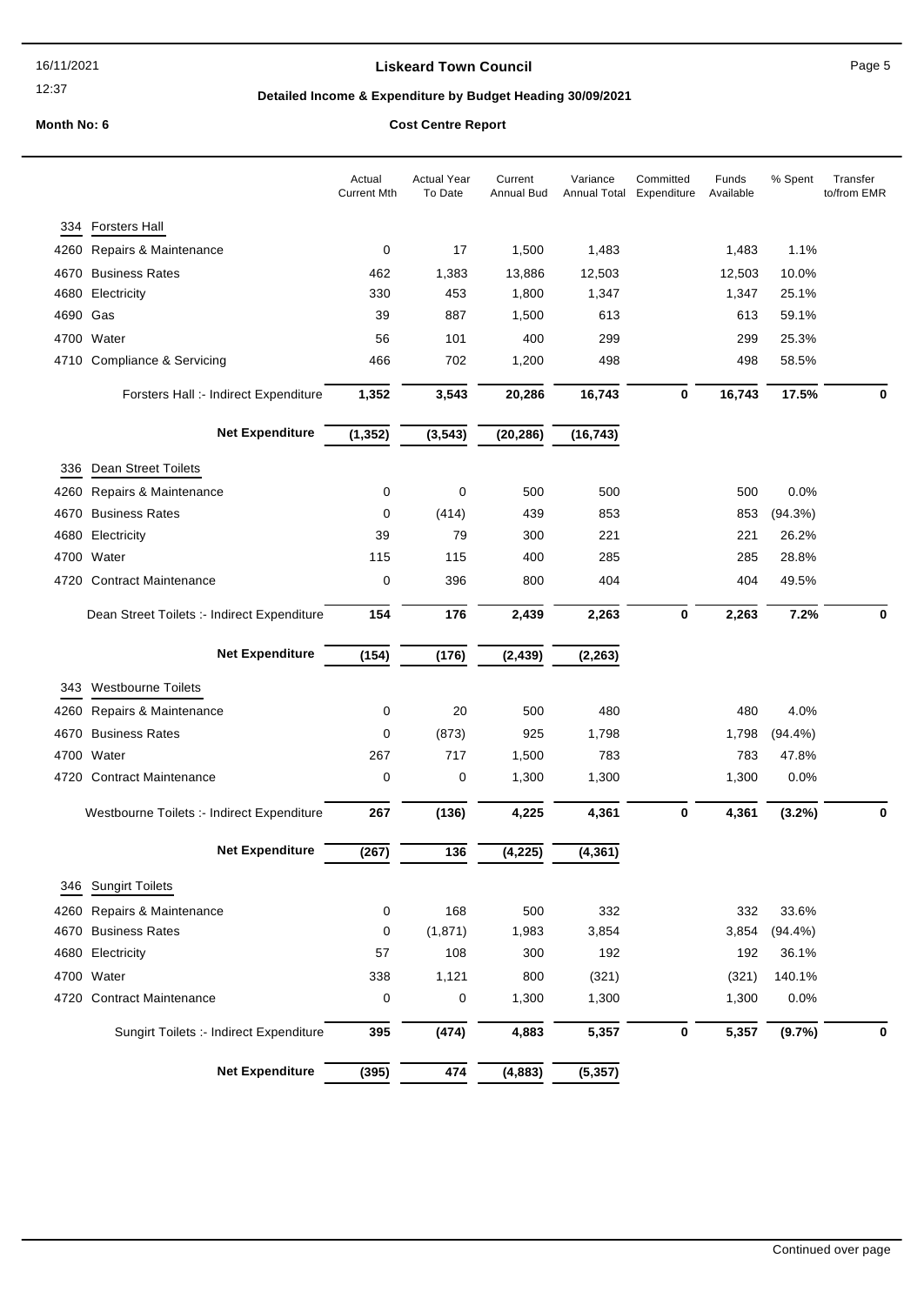## Liskeard Town Council

### Detailed Income & Expenditure by Budget Heading 30/09/2021

**Month No: 6** **Cost Centre Report**

| | Actual Current Mth | Actual Year To Date | Current Annual Bud | Variance Annual Total | Committed Expenditure | Funds Available | % Spent | Transfer to/from EMR |
|---|---|---|---|---|---|---|---|---|
| **334 Forsters Hall** | | | | | | | | |
| 4260 Repairs & Maintenance | 0 | 17 | 1,500 | 1,483 | | 1,483 | 1.1% | |
| 4670 Business Rates | 462 | 1,383 | 13,886 | 12,503 | | 12,503 | 10.0% | |
| 4680 Electricity | 330 | 453 | 1,800 | 1,347 | | 1,347 | 25.1% | |
| 4690 Gas | 39 | 887 | 1,500 | 613 | | 613 | 59.1% | |
| 4700 Water | 56 | 101 | 400 | 299 | | 299 | 25.3% | |
| 4710 Compliance & Servicing | 466 | 702 | 1,200 | 498 | | 498 | 58.5% | |
| Forsters Hall :- Indirect Expenditure | **1,352** | **3,543** | **20,286** | **16,743** | **0** | **16,743** | **17.5%** | **0** |
| **Net Expenditure** | **(1,352)** | **(3,543)** | **(20,286)** | **(16,743)** | | | | |
| **336 Dean Street Toilets** | | | | | | | | |
| 4260 Repairs & Maintenance | 0 | 0 | 500 | 500 | | 500 | 0.0% | |
| 4670 Business Rates | 0 | (414) | 439 | 853 | | 853 | (94.3%) | |
| 4680 Electricity | 39 | 79 | 300 | 221 | | 221 | 26.2% | |
| 4700 Water | 115 | 115 | 400 | 285 | | 285 | 28.8% | |
| 4720 Contract Maintenance | 0 | 396 | 800 | 404 | | 404 | 49.5% | |
| Dean Street Toilets :- Indirect Expenditure | **154** | **176** | **2,439** | **2,263** | **0** | **2,263** | **7.2%** | **0** |
| **Net Expenditure** | **(154)** | **(176)** | **(2,439)** | **(2,263)** | | | | |
| **343 Westbourne Toilets** | | | | | | | | |
| 4260 Repairs & Maintenance | 0 | 20 | 500 | 480 | | 480 | 4.0% | |
| 4670 Business Rates | 0 | (873) | 925 | 1,798 | | 1,798 | (94.4%) | |
| 4700 Water | 267 | 717 | 1,500 | 783 | | 783 | 47.8% | |
| 4720 Contract Maintenance | 0 | 0 | 1,300 | 1,300 | | 1,300 | 0.0% | |
| Westbourne Toilets :- Indirect Expenditure | **267** | **(136)** | **4,225** | **4,361** | **0** | **4,361** | **(3.2%)** | **0** |
| **Net Expenditure** | **(267)** | **136** | **(4,225)** | **(4,361)** | | | | |
| **346 Sungirt Toilets** | | | | | | | | |
| 4260 Repairs & Maintenance | 0 | 168 | 500 | 332 | | 332 | 33.6% | |
| 4670 Business Rates | 0 | (1,871) | 1,983 | 3,854 | | 3,854 | (94.4%) | |
| 4680 Electricity | 57 | 108 | 300 | 192 | | 192 | 36.1% | |
| 4700 Water | 338 | 1,121 | 800 | (321) | | (321) | 140.1% | |
| 4720 Contract Maintenance | 0 | 0 | 1,300 | 1,300 | | 1,300 | 0.0% | |
| Sungirt Toilets :- Indirect Expenditure | **395** | **(474)** | **4,883** | **5,357** | **0** | **5,357** | **(9.7%)** | **0** |
| **Net Expenditure** | **(395)** | **474** | **(4,883)** | **(5,357)** | | | | |

Continued over page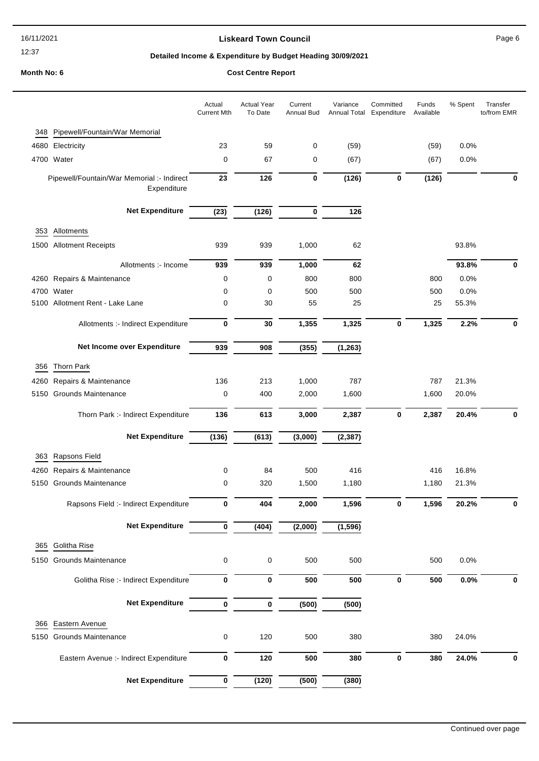# Liskeard Town Council

## Detailed Income & Expenditure by Budget Heading 30/09/2021

**Month No: 6** **Cost Centre Report**

| | | Actual Current Mth | Actual Year To Date | Current Annual Bud | Variance Annual Total | Committed Expenditure | Funds Available | % Spent | Transfer to/from EMR |
|---|---|---|---|---|---|---|---|---|---|
| 348 | Pipewell/Fountain/War Memorial | | | | | | | | |
| 4680 | Electricity | 23 | 59 | 0 | (59) | | (59) | 0.0% | |
| 4700 | Water | 0 | 67 | 0 | (67) | | (67) | 0.0% | |
| | Pipewell/Fountain/War Memorial :- Indirect Expenditure | **23** | **126** | **0** | **(126)** | **0** | **(126)** | | **0** |
| | **Net Expenditure** | **(23)** | **(126)** | **0** | **126** | | | | |
| 353 | Allotments | | | | | | | | |
| 1500 | Allotment Receipts | 939 | 939 | 1,000 | 62 | | | 93.8% | |
| | Allotments :- Income | **939** | **939** | **1,000** | **62** | | | **93.8%** | **0** |
| 4260 | Repairs & Maintenance | 0 | 0 | 800 | 800 | | 800 | 0.0% | |
| 4700 | Water | 0 | 0 | 500 | 500 | | 500 | 0.0% | |
| 5100 | Allotment Rent - Lake Lane | 0 | 30 | 55 | 25 | | 25 | 55.3% | |
| | Allotments :- Indirect Expenditure | **0** | **30** | **1,355** | **1,325** | **0** | **1,325** | **2.2%** | **0** |
| | **Net Income over Expenditure** | **939** | **908** | **(355)** | **(1,263)** | | | | |
| 356 | Thorn Park | | | | | | | | |
| 4260 | Repairs & Maintenance | 136 | 213 | 1,000 | 787 | | 787 | 21.3% | |
| 5150 | Grounds Maintenance | 0 | 400 | 2,000 | 1,600 | | 1,600 | 20.0% | |
| | Thorn Park :- Indirect Expenditure | **136** | **613** | **3,000** | **2,387** | **0** | **2,387** | **20.4%** | **0** |
| | **Net Expenditure** | **(136)** | **(613)** | **(3,000)** | **(2,387)** | | | | |
| 363 | Rapsons Field | | | | | | | | |
| 4260 | Repairs & Maintenance | 0 | 84 | 500 | 416 | | 416 | 16.8% | |
| 5150 | Grounds Maintenance | 0 | 320 | 1,500 | 1,180 | | 1,180 | 21.3% | |
| | Rapsons Field :- Indirect Expenditure | **0** | **404** | **2,000** | **1,596** | **0** | **1,596** | **20.2%** | **0** |
| | **Net Expenditure** | **0** | **(404)** | **(2,000)** | **(1,596)** | | | | |
| 365 | Golitha Rise | | | | | | | | |
| 5150 | Grounds Maintenance | 0 | 0 | 500 | 500 | | 500 | 0.0% | |
| | Golitha Rise :- Indirect Expenditure | **0** | **0** | **500** | **500** | **0** | **500** | **0.0%** | **0** |
| | **Net Expenditure** | **0** | **0** | **(500)** | **(500)** | | | | |
| 366 | Eastern Avenue | | | | | | | | |
| 5150 | Grounds Maintenance | 0 | 120 | 500 | 380 | | 380 | 24.0% | |
| | Eastern Avenue :- Indirect Expenditure | **0** | **120** | **500** | **380** | **0** | **380** | **24.0%** | **0** |
| | **Net Expenditure** | **0** | **(120)** | **(500)** | **(380)** | | | | |

Continued over page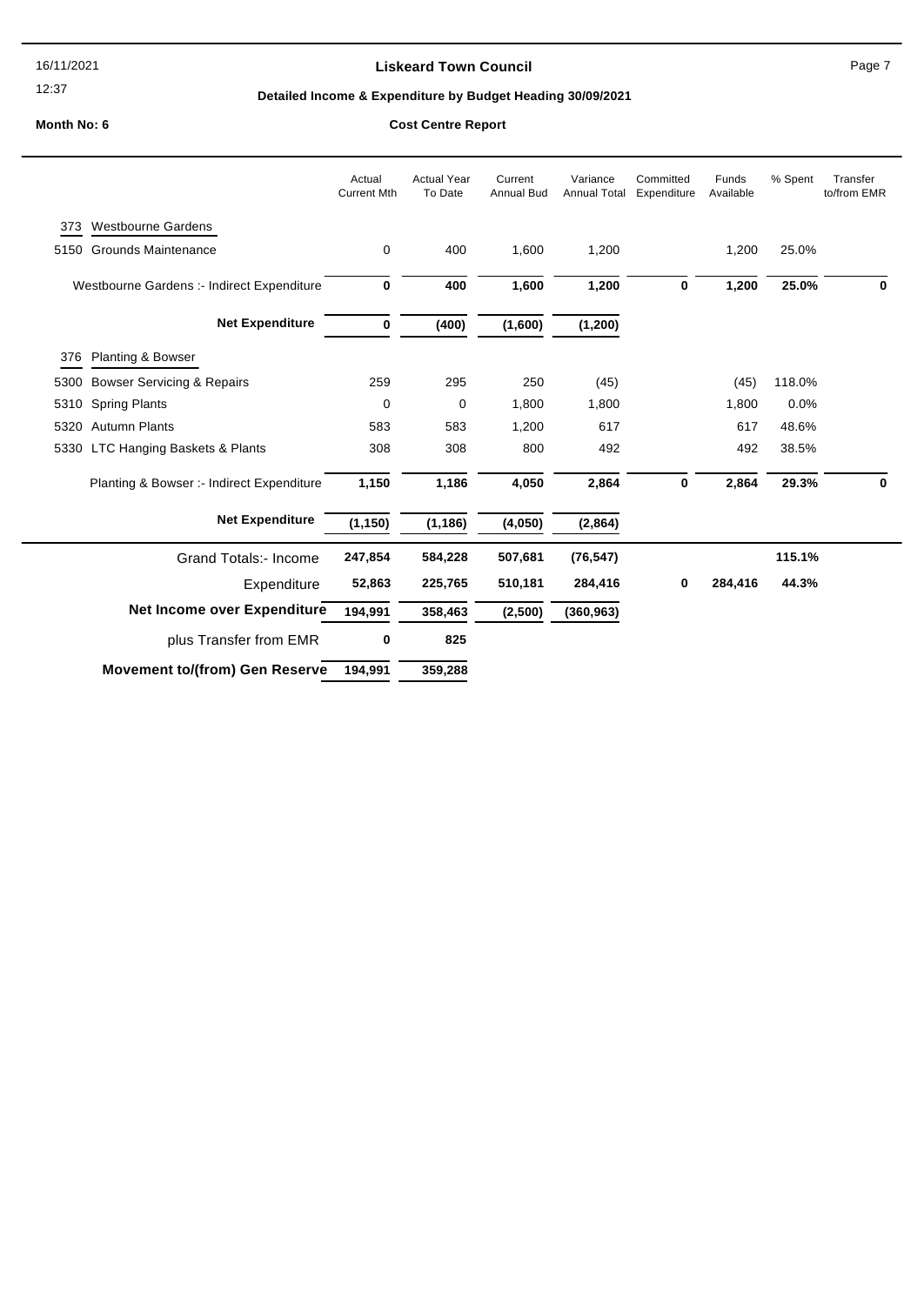**Liskeard Town Council**

**Detailed Income & Expenditure by Budget Heading 30/09/2021**

**Month No: 6**

**Cost Centre Report**

| | Actual Current Mth | Actual Year To Date | Current Annual Bud | Variance Annual Total | Committed Expenditure | Funds Available | % Spent | Transfer to/from EMR |
|---|---|---|---|---|---|---|---|---|
| **373 Westbourne Gardens** | | | | | | | | |
| 5150 Grounds Maintenance | 0 | 400 | 1,600 | 1,200 | | 1,200 | 25.0% | |
| Westbourne Gardens :- Indirect Expenditure | **0** | **400** | **1,600** | **1,200** | **0** | **1,200** | **25.0%** | **0** |
| **Net Expenditure** | **0** | **(400)** | **(1,600)** | **(1,200)** | | | | |
| **376 Planting & Bowser** | | | | | | | | |
| 5300 Bowser Servicing & Repairs | 259 | 295 | 250 | (45) | | (45) | 118.0% | |
| 5310 Spring Plants | 0 | 0 | 1,800 | 1,800 | | 1,800 | 0.0% | |
| 5320 Autumn Plants | 583 | 583 | 1,200 | 617 | | 617 | 48.6% | |
| 5330 LTC Hanging Baskets & Plants | 308 | 308 | 800 | 492 | | 492 | 38.5% | |
| Planting & Bowser :- Indirect Expenditure | **1,150** | **1,186** | **4,050** | **2,864** | **0** | **2,864** | **29.3%** | **0** |
| **Net Expenditure** | **(1,150)** | **(1,186)** | **(4,050)** | **(2,864)** | | | | |
| Grand Totals:- Income | **247,854** | **584,228** | **507,681** | **(76,547)** | | | **115.1%** | |
| Expenditure | **52,863** | **225,765** | **510,181** | **284,416** | **0** | **284,416** | **44.3%** | |
| **Net Income over Expenditure** | **194,991** | **358,463** | **(2,500)** | **(360,963)** | | | | |
| plus Transfer from EMR | **0** | **825** | | | | | | |
| **Movement to/(from) Gen Reserve** | **194,991** | **359,288** | | | | | | |